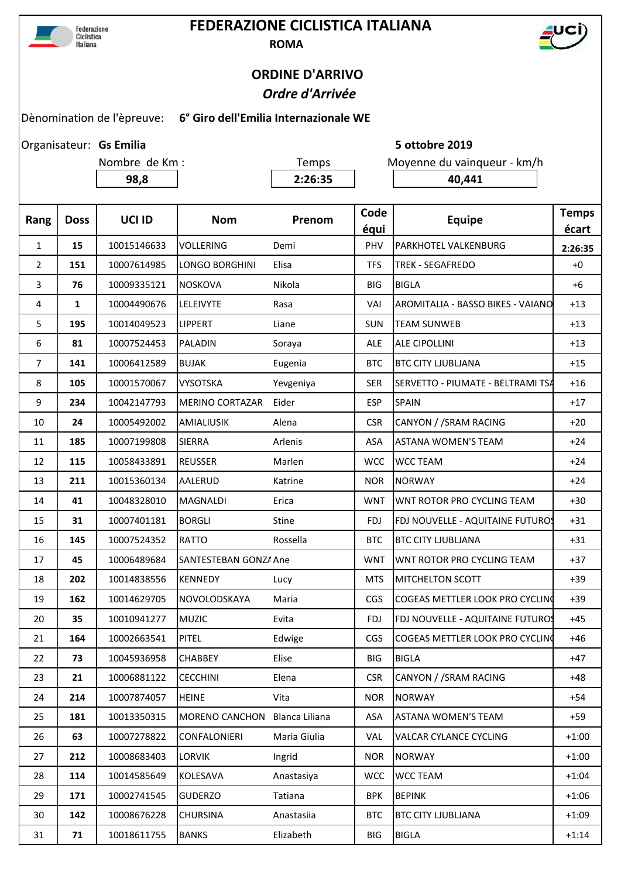Federazione Ciclistica Italiana

# FEDERAZIONE CICLISTICA ITALIANA

**ROMA**

## ORDINE D'ARRIVO

## *Ordre d'Arrivée*

Dènomination de l'èpreuve: **6° Giro dell'Emilia Internazionale WE**

Organisateur: **Gs Emilia** **5 ottobre 2019**

| Nombre de Km : | Temps | Moyenne du vainqueur - km/h |
|---|---|---|
| **98,8** | **2:26:35** | **40,441** |

| Rang | Doss | UCI ID | Nom | Prenom | Code équi | Equipe | Temps écart |
|---|---|---|---|---|---|---|---|
| 1 | **15** | 10015146633 | VOLLERING | Demi | PHV | PARKHOTEL VALKENBURG | **2:26:35** |
| 2 | **151** | 10007614985 | LONGO BORGHINI | Elisa | TFS | TREK - SEGAFREDO | +0 |
| 3 | **76** | 10009335121 | NOSKOVA | Nikola | BIG | BIGLA | +6 |
| 4 | **1** | 10004490676 | LELEIVYTE | Rasa | VAI | AROMITALIA - BASSO BIKES - VAIANO | +13 |
| 5 | **195** | 10014049523 | LIPPERT | Liane | SUN | TEAM SUNWEB | +13 |
| 6 | **81** | 10007524453 | PALADIN | Soraya | ALE | ALE CIPOLLINI | +13 |
| 7 | **141** | 10006412589 | BUJAK | Eugenia | BTC | BTC CITY LJUBLJANA | +15 |
| 8 | **105** | 10001570067 | VYSOTSKA | Yevgeniya | SER | SERVETTO - PIUMATE - BELTRAMI TSA | +16 |
| 9 | **234** | 10042147793 | MERINO CORTAZAR | Eider | ESP | SPAIN | +17 |
| 10 | **24** | 10005492002 | AMIALIUSIK | Alena | CSR | CANYON / /SRAM RACING | +20 |
| 11 | **185** | 10007199808 | SIERRA | Arlenis | ASA | ASTANA WOMEN'S TEAM | +24 |
| 12 | **115** | 10058433891 | REUSSER | Marlen | WCC | WCC TEAM | +24 |
| 13 | **211** | 10015360134 | AALERUD | Katrine | NOR | NORWAY | +24 |
| 14 | **41** | 10048328010 | MAGNALDI | Erica | WNT | WNT ROTOR PRO CYCLING TEAM | +30 |
| 15 | **31** | 10007401181 | BORGLI | Stine | FDJ | FDJ NOUVELLE - AQUITAINE FUTUROS | +31 |
| 16 | **145** | 10007524352 | RATTO | Rossella | BTC | BTC CITY LJUBLJANA | +31 |
| 17 | **45** | 10006489684 | SANTESTEBAN GONZA | Ane | WNT | WNT ROTOR PRO CYCLING TEAM | +37 |
| 18 | **202** | 10014838556 | KENNEDY | Lucy | MTS | MITCHELTON SCOTT | +39 |
| 19 | **162** | 10014629705 | NOVOLODSKAYA | Maria | CGS | COGEAS METTLER LOOK PRO CYCLING | +39 |
| 20 | **35** | 10010941277 | MUZIC | Evita | FDJ | FDJ NOUVELLE - AQUITAINE FUTUROS | +45 |
| 21 | **164** | 10002663541 | PITEL | Edwige | CGS | COGEAS METTLER LOOK PRO CYCLING | +46 |
| 22 | **73** | 10045936958 | CHABBEY | Elise | BIG | BIGLA | +47 |
| 23 | **21** | 10006881122 | CECCHINI | Elena | CSR | CANYON / /SRAM RACING | +48 |
| 24 | **214** | 10007874057 | HEINE | Vita | NOR | NORWAY | +54 |
| 25 | **181** | 10013350315 | MORENO CANCHON | Blanca Liliana | ASA | ASTANA WOMEN'S TEAM | +59 |
| 26 | **63** | 10007278822 | CONFALONIERI | Maria Giulia | VAL | VALCAR CYLANCE CYCLING | +1:00 |
| 27 | **212** | 10008683403 | LORVIK | Ingrid | NOR | NORWAY | +1:00 |
| 28 | **114** | 10014585649 | KOLESAVA | Anastasiya | WCC | WCC TEAM | +1:04 |
| 29 | **171** | 10002741545 | GUDERZO | Tatiana | BPK | BEPINK | +1:06 |
| 30 | **142** | 10008676228 | CHURSINA | Anastasiia | BTC | BTC CITY LJUBLJANA | +1:09 |
| 31 | **71** | 10018611755 | BANKS | Elizabeth | BIG | BIGLA | +1:14 |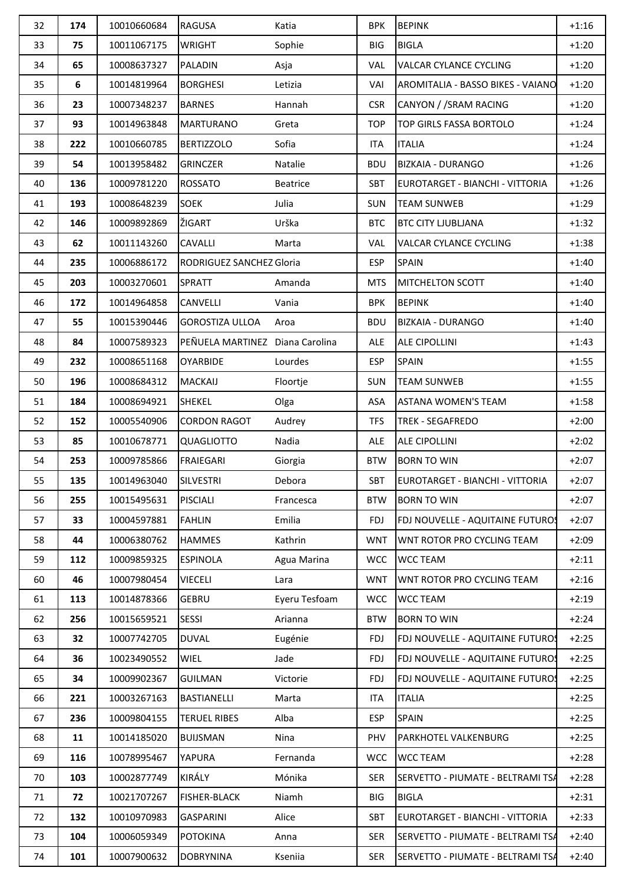| 32 | **174** | 10010660684 | RAGUSA | Katia | BPK | BEPINK | +1:16 |
|---|---|---|---|---|---|---|---|
| 33 | **75** | 10011067175 | WRIGHT | Sophie | BIG | BIGLA | +1:20 |
| 34 | **65** | 10008637327 | PALADIN | Asja | VAL | VALCAR CYLANCE CYCLING | +1:20 |
| 35 | **6** | 10014819964 | BORGHESI | Letizia | VAI | AROMITALIA - BASSO BIKES - VAIANO | +1:20 |
| 36 | **23** | 10007348237 | BARNES | Hannah | CSR | CANYON / /SRAM RACING | +1:20 |
| 37 | **93** | 10014963848 | MARTURANO | Greta | TOP | TOP GIRLS FASSA BORTOLO | +1:24 |
| 38 | **222** | 10010660785 | BERTIZZOLO | Sofia | ITA | ITALIA | +1:24 |
| 39 | **54** | 10013958482 | GRINCZER | Natalie | BDU | BIZKAIA - DURANGO | +1:26 |
| 40 | **136** | 10009781220 | ROSSATO | Beatrice | SBT | EUROTARGET - BIANCHI - VITTORIA | +1:26 |
| 41 | **193** | 10008648239 | SOEK | Julia | SUN | TEAM SUNWEB | +1:29 |
| 42 | **146** | 10009892869 | ŽIGART | Urška | BTC | BTC CITY LJUBLJANA | +1:32 |
| 43 | **62** | 10011143260 | CAVALLI | Marta | VAL | VALCAR CYLANCE CYCLING | +1:38 |
| 44 | **235** | 10006886172 | RODRIGUEZ SANCHEZ | Gloria | ESP | SPAIN | +1:40 |
| 45 | **203** | 10003270601 | SPRATT | Amanda | MTS | MITCHELTON SCOTT | +1:40 |
| 46 | **172** | 10014964858 | CANVELLI | Vania | BPK | BEPINK | +1:40 |
| 47 | **55** | 10015390446 | GOROSTIZA ULLOA | Aroa | BDU | BIZKAIA - DURANGO | +1:40 |
| 48 | **84** | 10007589323 | PEÑUELA MARTINEZ | Diana Carolina | ALE | ALE CIPOLLINI | +1:43 |
| 49 | **232** | 10008651168 | OYARBIDE | Lourdes | ESP | SPAIN | +1:55 |
| 50 | **196** | 10008684312 | MACKAIJ | Floortje | SUN | TEAM SUNWEB | +1:55 |
| 51 | **184** | 10008694921 | SHEKEL | Olga | ASA | ASTANA WOMEN'S TEAM | +1:58 |
| 52 | **152** | 10005540906 | CORDON RAGOT | Audrey | TFS | TREK - SEGAFREDO | +2:00 |
| 53 | **85** | 10010678771 | QUAGLIOTTO | Nadia | ALE | ALE CIPOLLINI | +2:02 |
| 54 | **253** | 10009785866 | FRAIEGARI | Giorgia | BTW | BORN TO WIN | +2:07 |
| 55 | **135** | 10014963040 | SILVESTRI | Debora | SBT | EUROTARGET - BIANCHI - VITTORIA | +2:07 |
| 56 | **255** | 10015495631 | PISCIALI | Francesca | BTW | BORN TO WIN | +2:07 |
| 57 | **33** | 10004597881 | FAHLIN | Emilia | FDJ | FDJ NOUVELLE - AQUITAINE FUTUROS | +2:07 |
| 58 | **44** | 10006380762 | HAMMES | Kathrin | WNT | WNT ROTOR PRO CYCLING TEAM | +2:09 |
| 59 | **112** | 10009859325 | ESPINOLA | Agua Marina | WCC | WCC TEAM | +2:11 |
| 60 | **46** | 10007980454 | VIECELI | Lara | WNT | WNT ROTOR PRO CYCLING TEAM | +2:16 |
| 61 | **113** | 10014878366 | GEBRU | Eyeru Tesfoam | WCC | WCC TEAM | +2:19 |
| 62 | **256** | 10015659521 | SESSI | Arianna | BTW | BORN TO WIN | +2:24 |
| 63 | **32** | 10007742705 | DUVAL | Eugénie | FDJ | FDJ NOUVELLE - AQUITAINE FUTUROS | +2:25 |
| 64 | **36** | 10023490552 | WIEL | Jade | FDJ | FDJ NOUVELLE - AQUITAINE FUTUROS | +2:25 |
| 65 | **34** | 10009902367 | GUILMAN | Victorie | FDJ | FDJ NOUVELLE - AQUITAINE FUTUROS | +2:25 |
| 66 | **221** | 10003267163 | BASTIANELLI | Marta | ITA | ITALIA | +2:25 |
| 67 | **236** | 10009804155 | TERUEL RIBES | Alba | ESP | SPAIN | +2:25 |
| 68 | **11** | 10014185020 | BUIJSMAN | Nina | PHV | PARKHOTEL VALKENBURG | +2:25 |
| 69 | **116** | 10078995467 | YAPURA | Fernanda | WCC | WCC TEAM | +2:28 |
| 70 | **103** | 10002877749 | KIRÁLY | Mónika | SER | SERVETTO - PIUMATE - BELTRAMI TSA | +2:28 |
| 71 | **72** | 10021707267 | FISHER-BLACK | Niamh | BIG | BIGLA | +2:31 |
| 72 | **132** | 10010970983 | GASPARINI | Alice | SBT | EUROTARGET - BIANCHI - VITTORIA | +2:33 |
| 73 | **104** | 10006059349 | POTOKINA | Anna | SER | SERVETTO - PIUMATE - BELTRAMI TSA | +2:40 |
| 74 | **101** | 10007900632 | DOBRYNINA | Kseniia | SER | SERVETTO - PIUMATE - BELTRAMI TSA | +2:40 |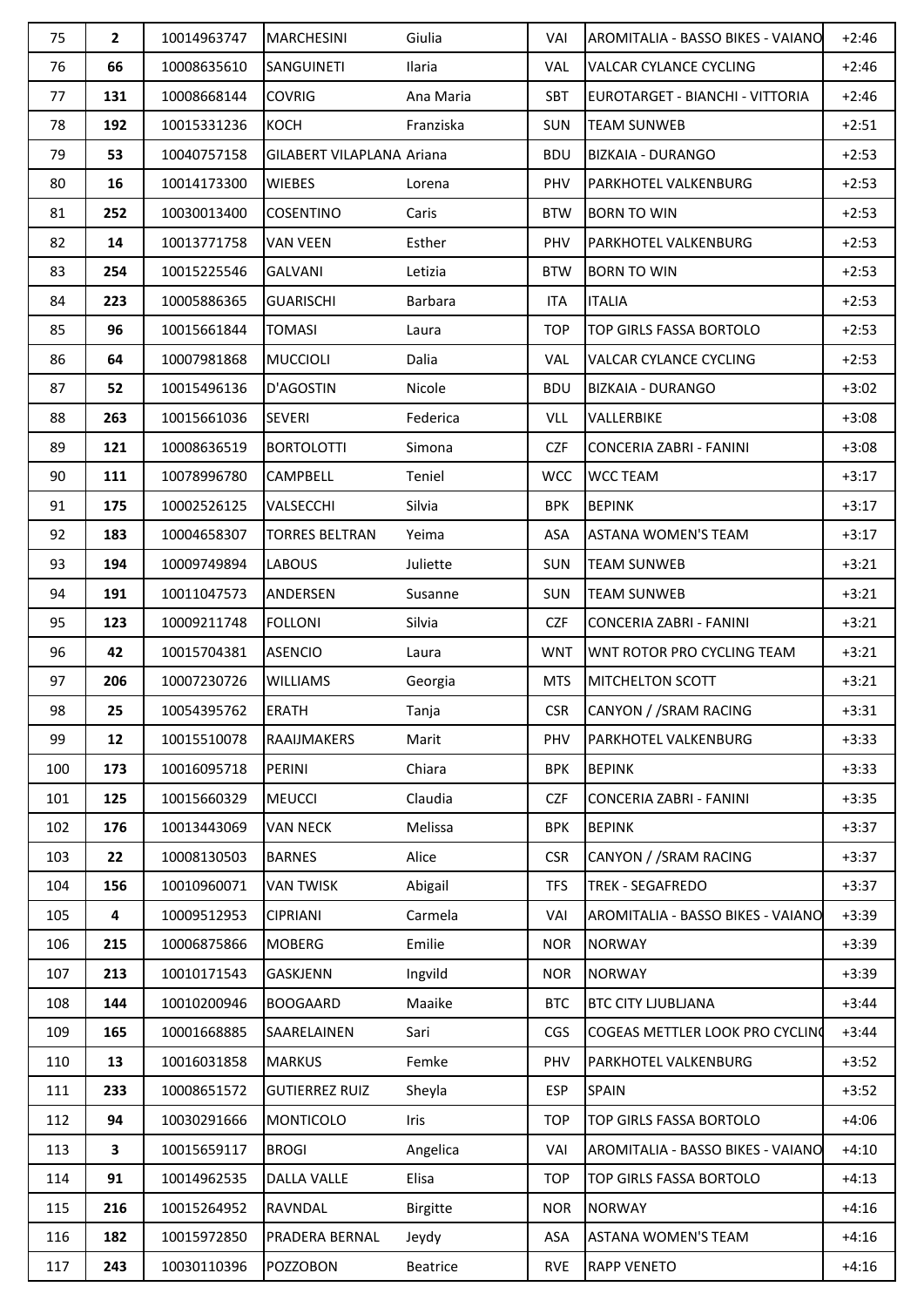| | | | | | | | |
|---|---|---|---|---|---|---|---|
| 75 | **2** | 10014963747 | MARCHESINI | Giulia | VAI | AROMITALIA - BASSO BIKES - VAIANO | +2:46 |
| 76 | **66** | 10008635610 | SANGUINETI | Ilaria | VAL | VALCAR CYLANCE CYCLING | +2:46 |
| 77 | **131** | 10008668144 | COVRIG | Ana Maria | SBT | EUROTARGET - BIANCHI - VITTORIA | +2:46 |
| 78 | **192** | 10015331236 | KOCH | Franziska | SUN | TEAM SUNWEB | +2:51 |
| 79 | **53** | 10040757158 | GILABERT VILAPLANA | Ariana | BDU | BIZKAIA - DURANGO | +2:53 |
| 80 | **16** | 10014173300 | WIEBES | Lorena | PHV | PARKHOTEL VALKENBURG | +2:53 |
| 81 | **252** | 10030013400 | COSENTINO | Caris | BTW | BORN TO WIN | +2:53 |
| 82 | **14** | 10013771758 | VAN VEEN | Esther | PHV | PARKHOTEL VALKENBURG | +2:53 |
| 83 | **254** | 10015225546 | GALVANI | Letizia | BTW | BORN TO WIN | +2:53 |
| 84 | **223** | 10005886365 | GUARISCHI | Barbara | ITA | ITALIA | +2:53 |
| 85 | **96** | 10015661844 | TOMASI | Laura | TOP | TOP GIRLS FASSA BORTOLO | +2:53 |
| 86 | **64** | 10007981868 | MUCCIOLI | Dalia | VAL | VALCAR CYLANCE CYCLING | +2:53 |
| 87 | **52** | 10015496136 | D'AGOSTIN | Nicole | BDU | BIZKAIA - DURANGO | +3:02 |
| 88 | **263** | 10015661036 | SEVERI | Federica | VLL | VALLERBIKE | +3:08 |
| 89 | **121** | 10008636519 | BORTOLOTTI | Simona | CZF | CONCERIA ZABRI - FANINI | +3:08 |
| 90 | **111** | 10078996780 | CAMPBELL | Teniel | WCC | WCC TEAM | +3:17 |
| 91 | **175** | 10002526125 | VALSECCHI | Silvia | BPK | BEPINK | +3:17 |
| 92 | **183** | 10004658307 | TORRES BELTRAN | Yeima | ASA | ASTANA WOMEN'S TEAM | +3:17 |
| 93 | **194** | 10009749894 | LABOUS | Juliette | SUN | TEAM SUNWEB | +3:21 |
| 94 | **191** | 10011047573 | ANDERSEN | Susanne | SUN | TEAM SUNWEB | +3:21 |
| 95 | **123** | 10009211748 | FOLLONI | Silvia | CZF | CONCERIA ZABRI - FANINI | +3:21 |
| 96 | **42** | 10015704381 | ASENCIO | Laura | WNT | WNT ROTOR PRO CYCLING TEAM | +3:21 |
| 97 | **206** | 10007230726 | WILLIAMS | Georgia | MTS | MITCHELTON SCOTT | +3:21 |
| 98 | **25** | 10054395762 | ERATH | Tanja | CSR | CANYON / /SRAM RACING | +3:31 |
| 99 | **12** | 10015510078 | RAAIJMAKERS | Marit | PHV | PARKHOTEL VALKENBURG | +3:33 |
| 100 | **173** | 10016095718 | PERINI | Chiara | BPK | BEPINK | +3:33 |
| 101 | **125** | 10015660329 | MEUCCI | Claudia | CZF | CONCERIA ZABRI - FANINI | +3:35 |
| 102 | **176** | 10013443069 | VAN NECK | Melissa | BPK | BEPINK | +3:37 |
| 103 | **22** | 10008130503 | BARNES | Alice | CSR | CANYON / /SRAM RACING | +3:37 |
| 104 | **156** | 10010960071 | VAN TWISK | Abigail | TFS | TREK - SEGAFREDO | +3:37 |
| 105 | **4** | 10009512953 | CIPRIANI | Carmela | VAI | AROMITALIA - BASSO BIKES - VAIANO | +3:39 |
| 106 | **215** | 10006875866 | MOBERG | Emilie | NOR | NORWAY | +3:39 |
| 107 | **213** | 10010171543 | GASKJENN | Ingvild | NOR | NORWAY | +3:39 |
| 108 | **144** | 10010200946 | BOOGAARD | Maaike | BTC | BTC CITY LJUBLJANA | +3:44 |
| 109 | **165** | 10001668885 | SAARELAINEN | Sari | CGS | COGEAS METTLER LOOK PRO CYCLING | +3:44 |
| 110 | **13** | 10016031858 | MARKUS | Femke | PHV | PARKHOTEL VALKENBURG | +3:52 |
| 111 | **233** | 10008651572 | GUTIERREZ RUIZ | Sheyla | ESP | SPAIN | +3:52 |
| 112 | **94** | 10030291666 | MONTICOLO | Iris | TOP | TOP GIRLS FASSA BORTOLO | +4:06 |
| 113 | **3** | 10015659117 | BROGI | Angelica | VAI | AROMITALIA - BASSO BIKES - VAIANO | +4:10 |
| 114 | **91** | 10014962535 | DALLA VALLE | Elisa | TOP | TOP GIRLS FASSA BORTOLO | +4:13 |
| 115 | **216** | 10015264952 | RAVNDAL | Birgitte | NOR | NORWAY | +4:16 |
| 116 | **182** | 10015972850 | PRADERA BERNAL | Jeydy | ASA | ASTANA WOMEN'S TEAM | +4:16 |
| 117 | **243** | 10030110396 | POZZOBON | Beatrice | RVE | RAPP VENETO | +4:16 |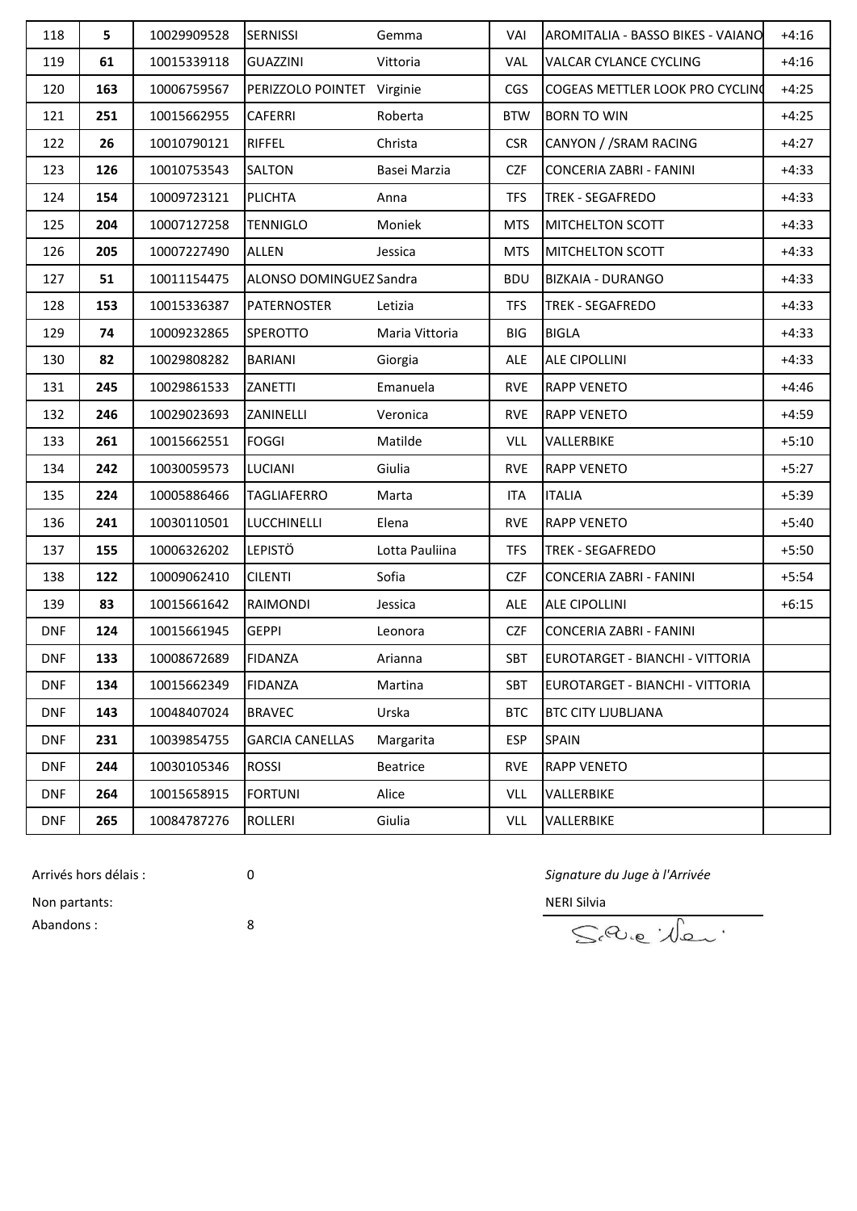| | | | | | | | |
|---|---|---|---|---|---|---|---|
| 118 | **5** | 10029909528 | SERNISSI | Gemma | VAI | AROMITALIA - BASSO BIKES - VAIANO | +4:16 |
| 119 | **61** | 10015339118 | GUAZZINI | Vittoria | VAL | VALCAR CYLANCE CYCLING | +4:16 |
| 120 | **163** | 10006759567 | PERIZZOLO POINTET | Virginie | CGS | COGEAS METTLER LOOK PRO CYCLING | +4:25 |
| 121 | **251** | 10015662955 | CAFERRI | Roberta | BTW | BORN TO WIN | +4:25 |
| 122 | **26** | 10010790121 | RIFFEL | Christa | CSR | CANYON / /SRAM RACING | +4:27 |
| 123 | **126** | 10010753543 | SALTON | Basei Marzia | CZF | CONCERIA ZABRI - FANINI | +4:33 |
| 124 | **154** | 10009723121 | PLICHTA | Anna | TFS | TREK - SEGAFREDO | +4:33 |
| 125 | **204** | 10007127258 | TENNIGLO | Moniek | MTS | MITCHELTON SCOTT | +4:33 |
| 126 | **205** | 10007227490 | ALLEN | Jessica | MTS | MITCHELTON SCOTT | +4:33 |
| 127 | **51** | 10011154475 | ALONSO DOMINGUEZ | Sandra | BDU | BIZKAIA - DURANGO | +4:33 |
| 128 | **153** | 10015336387 | PATERNOSTER | Letizia | TFS | TREK - SEGAFREDO | +4:33 |
| 129 | **74** | 10009232865 | SPEROTTO | Maria Vittoria | BIG | BIGLA | +4:33 |
| 130 | **82** | 10029808282 | BARIANI | Giorgia | ALE | ALE CIPOLLINI | +4:33 |
| 131 | **245** | 10029861533 | ZANETTI | Emanuela | RVE | RAPP VENETO | +4:46 |
| 132 | **246** | 10029023693 | ZANINELLI | Veronica | RVE | RAPP VENETO | +4:59 |
| 133 | **261** | 10015662551 | FOGGI | Matilde | VLL | VALLERBIKE | +5:10 |
| 134 | **242** | 10030059573 | LUCIANI | Giulia | RVE | RAPP VENETO | +5:27 |
| 135 | **224** | 10005886466 | TAGLIAFERRO | Marta | ITA | ITALIA | +5:39 |
| 136 | **241** | 10030110501 | LUCCHINELLI | Elena | RVE | RAPP VENETO | +5:40 |
| 137 | **155** | 10006326202 | LEPISTÖ | Lotta Pauliina | TFS | TREK - SEGAFREDO | +5:50 |
| 138 | **122** | 10009062410 | CILENTI | Sofia | CZF | CONCERIA ZABRI - FANINI | +5:54 |
| 139 | **83** | 10015661642 | RAIMONDI | Jessica | ALE | ALE CIPOLLINI | +6:15 |
| DNF | **124** | 10015661945 | GEPPI | Leonora | CZF | CONCERIA ZABRI - FANINI | |
| DNF | **133** | 10008672689 | FIDANZA | Arianna | SBT | EUROTARGET - BIANCHI - VITTORIA | |
| DNF | **134** | 10015662349 | FIDANZA | Martina | SBT | EUROTARGET - BIANCHI - VITTORIA | |
| DNF | **143** | 10048407024 | BRAVEC | Urska | BTC | BTC CITY LJUBLJANA | |
| DNF | **231** | 10039854755 | GARCIA CANELLAS | Margarita | ESP | SPAIN | |
| DNF | **244** | 10030105346 | ROSSI | Beatrice | RVE | RAPP VENETO | |
| DNF | **264** | 10015658915 | FORTUNI | Alice | VLL | VALLERBIKE | |
| DNF | **265** | 10084787276 | ROLLERI | Giulia | VLL | VALLERBIKE | |

Arrivés hors délais : 0

Non partants:

Abandons : 8

*Signature du Juge à l'Arrivée*

NERI Silvia